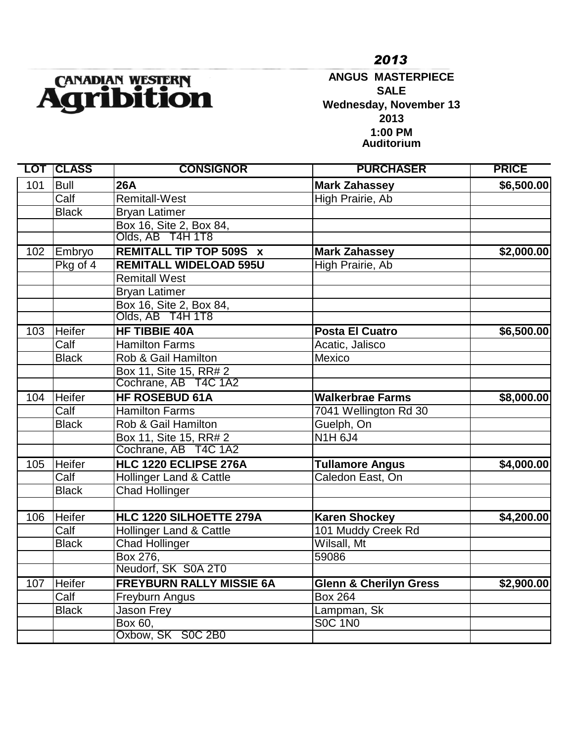**CANADIAN WESTERN Agribition**

*2013*

**ANGUS MASTERPIECE SALE**
**Wednesday, November 13 2013**
**1:00 PM**
**Auditorium**

| LOT | CLASS | CONSIGNOR | PURCHASER | PRICE |
|---|---|---|---|---|
| 101 | Bull | **26A** | **Mark Zahassey** | **$6,500.00** |
| | Calf | Remitall-West | High Prairie, Ab | |
| | Black | Bryan Latimer | | |
| | | Box 16, Site 2, Box 84, | | |
| | | Olds, AB T4H 1T8 | | |
| 102 | Embryo | **REMITALL TIP TOP 509S x** | **Mark Zahassey** | **$2,000.00** |
| | Pkg of 4 | **REMITALL WIDELOAD 595U** | High Prairie, Ab | |
| | | Remitall West | | |
| | | Bryan Latimer | | |
| | | Box 16, Site 2, Box 84, | | |
| | | Olds, AB T4H 1T8 | | |
| 103 | Heifer | **HF TIBBIE 40A** | **Posta El Cuatro** | **$6,500.00** |
| | Calf | Hamilton Farms | Acatic, Jalisco | |
| | Black | Rob & Gail Hamilton | Mexico | |
| | | Box 11, Site 15, RR# 2 | | |
| | | Cochrane, AB T4C 1A2 | | |
| 104 | Heifer | **HF ROSEBUD 61A** | **Walkerbrae Farms** | **$8,000.00** |
| | Calf | Hamilton Farms | 7041 Wellington Rd 30 | |
| | Black | Rob & Gail Hamilton | Guelph, On | |
| | | Box 11, Site 15, RR# 2 | N1H 6J4 | |
| | | Cochrane, AB T4C 1A2 | | |
| 105 | Heifer | **HLC 1220 ECLIPSE 276A** | **Tullamore Angus** | **$4,000.00** |
| | Calf | Hollinger Land & Cattle | Caledon East, On | |
| | Black | Chad Hollinger | | |
| | | | | |
| 106 | Heifer | **HLC 1220 SILHOETTE 279A** | **Karen Shockey** | **$4,200.00** |
| | Calf | Hollinger Land & Cattle | 101 Muddy Creek Rd | |
| | Black | Chad Hollinger | Wilsall, Mt | |
| | | Box 276, | 59086 | |
| | | Neudorf, SK S0A 2T0 | | |
| 107 | Heifer | **FREYBURN RALLY MISSIE 6A** | **Glenn & Cherilyn Gress** | **$2,900.00** |
| | Calf | Freyburn Angus | Box 264 | |
| | Black | Jason Frey | Lampman, Sk | |
| | | Box 60, | S0C 1N0 | |
| | | Oxbow, SK S0C 2B0 | | |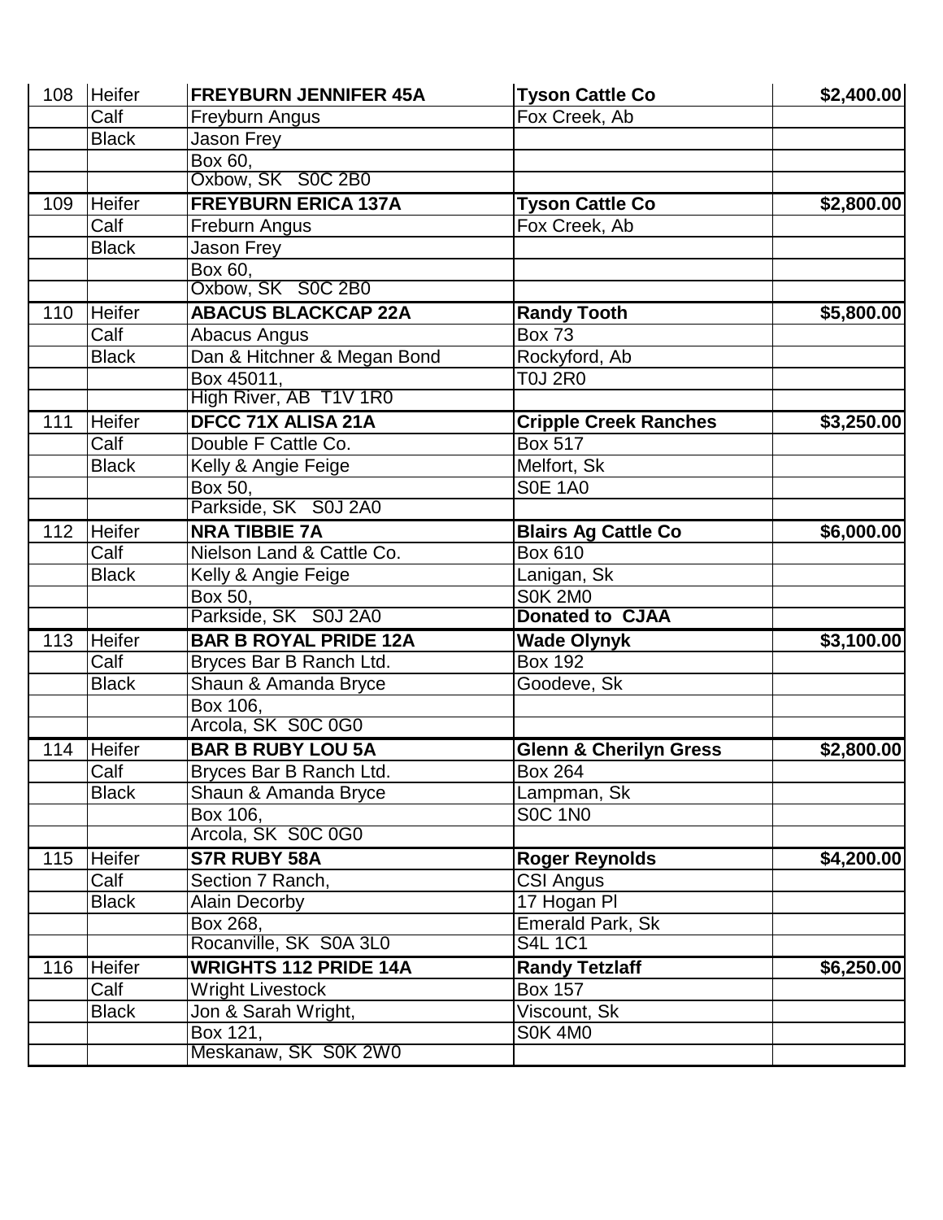| | | | | |
|---|---|---|---|---|
| 108 | Heifer | **FREYBURN JENNIFER 45A** | **Tyson Cattle Co** | **$2,400.00** |
| | Calf | Freyburn Angus | Fox Creek, Ab | |
| | Black | Jason Frey | | |
| | | Box 60, | | |
| | | Oxbow, SK S0C 2B0 | | |
| 109 | Heifer | **FREYBURN ERICA 137A** | **Tyson Cattle Co** | **$2,800.00** |
| | Calf | Freburn Angus | Fox Creek, Ab | |
| | Black | Jason Frey | | |
| | | Box 60, | | |
| | | Oxbow, SK S0C 2B0 | | |
| 110 | Heifer | **ABACUS BLACKCAP 22A** | **Randy Tooth** | **$5,800.00** |
| | Calf | Abacus Angus | Box 73 | |
| | Black | Dan & Hitchner & Megan Bond | Rockyford, Ab | |
| | | Box 45011, | T0J 2R0 | |
| | | High River, AB T1V 1R0 | | |
| 111 | Heifer | **DFCC 71X ALISA 21A** | **Cripple Creek Ranches** | **$3,250.00** |
| | Calf | Double F Cattle Co. | Box 517 | |
| | Black | Kelly & Angie Feige | Melfort, Sk | |
| | | Box 50, | S0E 1A0 | |
| | | Parkside, SK S0J 2A0 | | |
| 112 | Heifer | **NRA TIBBIE 7A** | **Blairs Ag Cattle Co** | **$6,000.00** |
| | Calf | Nielson Land & Cattle Co. | Box 610 | |
| | Black | Kelly & Angie Feige | Lanigan, Sk | |
| | | Box 50, | S0K 2M0 | |
| | | Parkside, SK S0J 2A0 | **Donated to CJAA** | |
| 113 | Heifer | **BAR B ROYAL PRIDE 12A** | **Wade Olynyk** | **$3,100.00** |
| | Calf | Bryces Bar B Ranch Ltd. | Box 192 | |
| | Black | Shaun & Amanda Bryce | Goodeve, Sk | |
| | | Box 106, | | |
| | | Arcola, SK S0C 0G0 | | |
| 114 | Heifer | **BAR B RUBY LOU 5A** | **Glenn & Cherilyn Gress** | **$2,800.00** |
| | Calf | Bryces Bar B Ranch Ltd. | Box 264 | |
| | Black | Shaun & Amanda Bryce | Lampman, Sk | |
| | | Box 106, | S0C 1N0 | |
| | | Arcola, SK S0C 0G0 | | |
| 115 | Heifer | **S7R RUBY 58A** | **Roger Reynolds** | **$4,200.00** |
| | Calf | Section 7 Ranch, | CSI Angus | |
| | Black | Alain Decorby | 17 Hogan Pl | |
| | | Box 268, | Emerald Park, Sk | |
| | | Rocanville, SK S0A 3L0 | S4L 1C1 | |
| 116 | Heifer | **WRIGHTS 112 PRIDE 14A** | **Randy Tetzlaff** | **$6,250.00** |
| | Calf | Wright Livestock | Box 157 | |
| | Black | Jon & Sarah Wright, | Viscount, Sk | |
| | | Box 121, | S0K 4M0 | |
| | | Meskanaw, SK S0K 2W0 | | |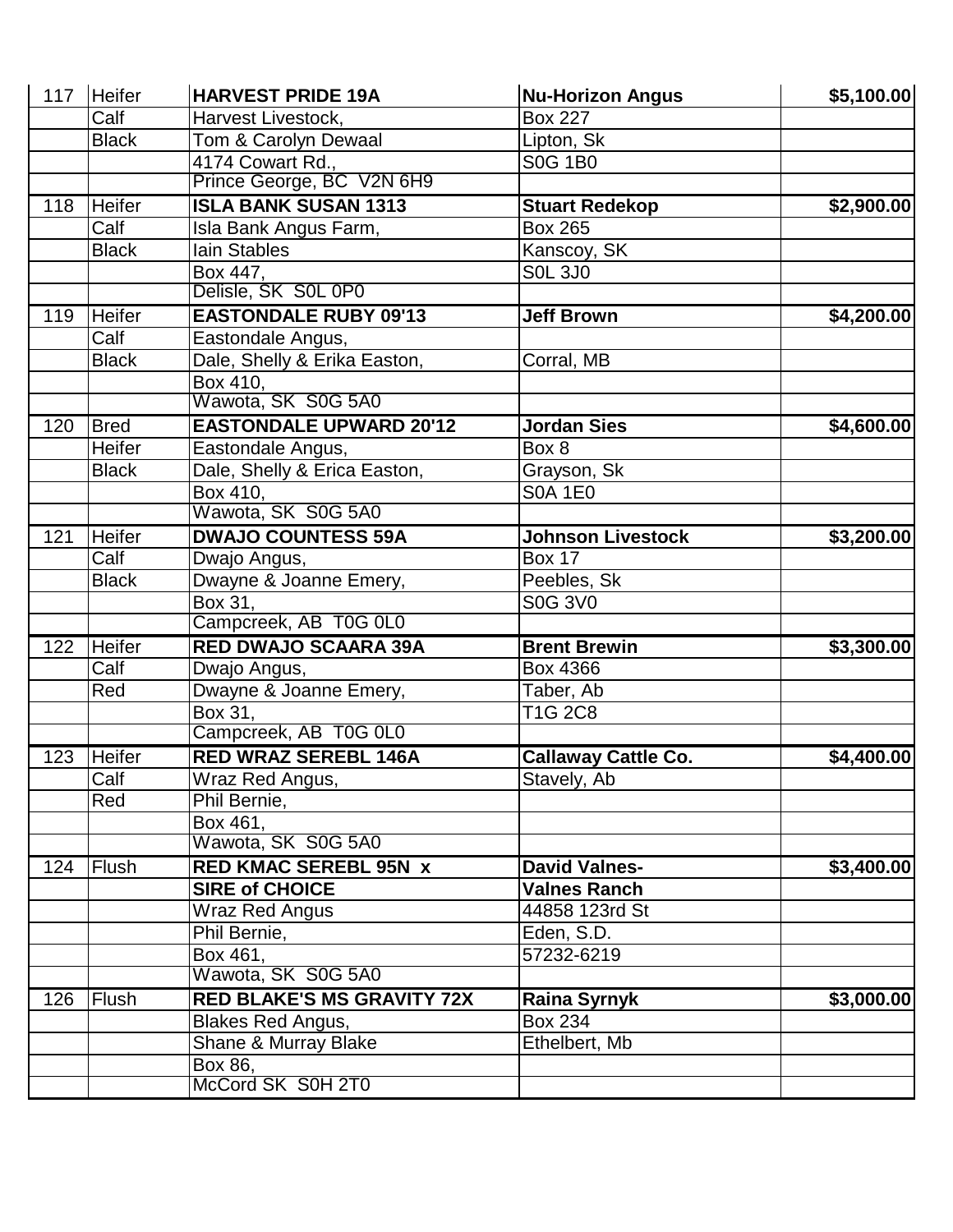| 117 | Heifer | **HARVEST PRIDE 19A** | **Nu-Horizon Angus** | **$5,100.00** |
|---|---|---|---|---|
| | Calf | Harvest Livestock, | Box 227 | |
| | Black | Tom & Carolyn Dewaal | Lipton, Sk | |
| | | 4174 Cowart Rd., | S0G 1B0 | |
| | | Prince George, BC V2N 6H9 | | |
| 118 | Heifer | **ISLA BANK SUSAN 1313** | **Stuart Redekop** | **$2,900.00** |
| | Calf | Isla Bank Angus Farm, | Box 265 | |
| | Black | Iain Stables | Kanscoy, SK | |
| | | Box 447, | S0L 3J0 | |
| | | Delisle, SK S0L 0P0 | | |
| 119 | Heifer | **EASTONDALE RUBY 09'13** | **Jeff Brown** | **$4,200.00** |
| | Calf | Eastondale Angus, | | |
| | Black | Dale, Shelly & Erika Easton, | Corral, MB | |
| | | Box 410, | | |
| | | Wawota, SK S0G 5A0 | | |
| 120 | Bred | **EASTONDALE UPWARD 20'12** | **Jordan Sies** | **$4,600.00** |
| | Heifer | Eastondale Angus, | Box 8 | |
| | Black | Dale, Shelly & Erica Easton, | Grayson, Sk | |
| | | Box 410, | S0A 1E0 | |
| | | Wawota, SK S0G 5A0 | | |
| 121 | Heifer | **DWAJO COUNTESS 59A** | **Johnson Livestock** | **$3,200.00** |
| | Calf | Dwajo Angus, | Box 17 | |
| | Black | Dwayne & Joanne Emery, | Peebles, Sk | |
| | | Box 31, | S0G 3V0 | |
| | | Campcreek, AB T0G 0L0 | | |
| 122 | Heifer | **RED DWAJO SCAARA 39A** | **Brent Brewin** | **$3,300.00** |
| | Calf | Dwajo Angus, | Box 4366 | |
| | Red | Dwayne & Joanne Emery, | Taber, Ab | |
| | | Box 31, | T1G 2C8 | |
| | | Campcreek, AB T0G 0L0 | | |
| 123 | Heifer | **RED WRAZ SEREBL 146A** | **Callaway Cattle Co.** | **$4,400.00** |
| | Calf | Wraz Red Angus, | Stavely, Ab | |
| | Red | Phil Bernie, | | |
| | | Box 461, | | |
| | | Wawota, SK S0G 5A0 | | |
| 124 | Flush | **RED KMAC SEREBL 95N x** | **David Valnes-** | **$3,400.00** |
| | | **SIRE of CHOICE** | **Valnes Ranch** | |
| | | Wraz Red Angus | 44858 123rd St | |
| | | Phil Bernie, | Eden, S.D. | |
| | | Box 461, | 57232-6219 | |
| | | Wawota, SK S0G 5A0 | | |
| 126 | Flush | **RED BLAKE'S MS GRAVITY 72X** | **Raina Syrnyk** | **$3,000.00** |
| | | Blakes Red Angus, | Box 234 | |
| | | Shane & Murray Blake | Ethelbert, Mb | |
| | | Box 86, | | |
| | | McCord SK S0H 2T0 | | |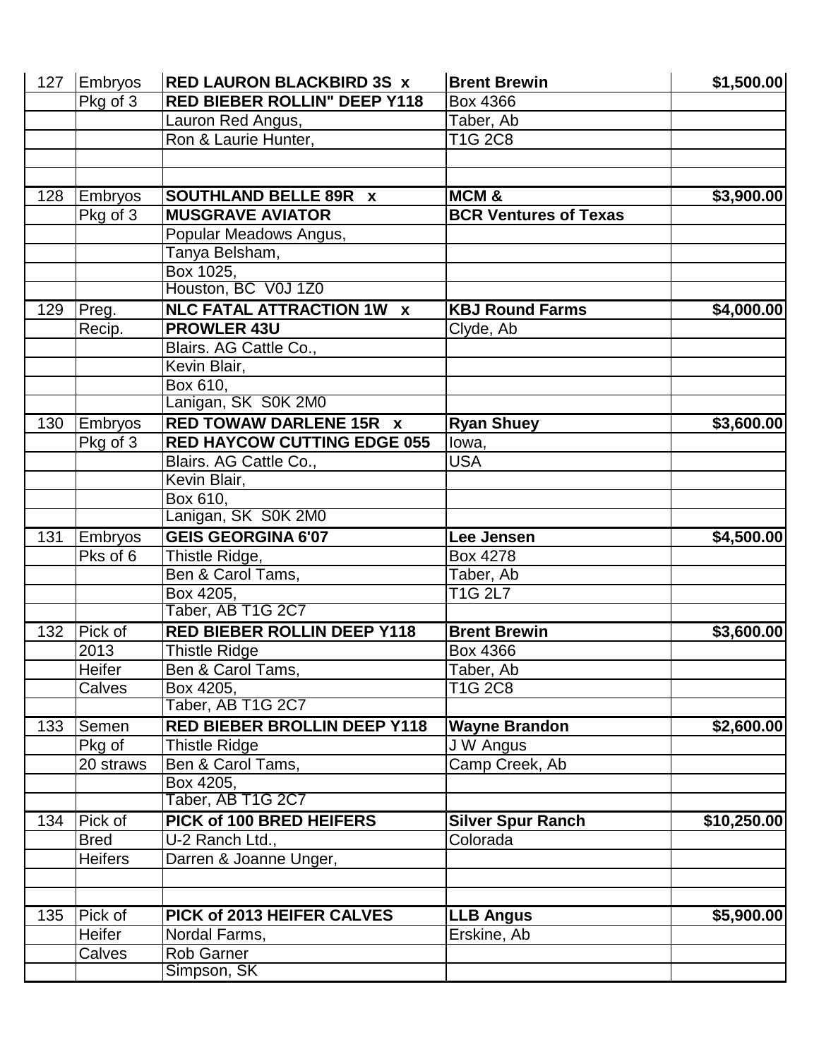| | | | | |
|---|---|---|---|---|
| 127 | Embryos | **RED LAURON BLACKBIRD 3S x** | **Brent Brewin** | **$1,500.00** |
| | Pkg of 3 | **RED BIEBER ROLLIN" DEEP Y118** | Box 4366 | |
| | | Lauron Red Angus, | Taber, Ab | |
| | | Ron & Laurie Hunter, | T1G 2C8 | |
| | | | | |
| | | | | |
| 128 | Embryos | **SOUTHLAND BELLE 89R x** | **MCM &** | **$3,900.00** |
| | Pkg of 3 | **MUSGRAVE AVIATOR** | **BCR Ventures of Texas** | |
| | | Popular Meadows Angus, | | |
| | | Tanya Belsham, | | |
| | | Box 1025, | | |
| | | Houston, BC V0J 1Z0 | | |
| 129 | Preg. | **NLC FATAL ATTRACTION 1W x** | **KBJ Round Farms** | **$4,000.00** |
| | Recip. | **PROWLER 43U** | Clyde, Ab | |
| | | Blairs. AG Cattle Co., | | |
| | | Kevin Blair, | | |
| | | Box 610, | | |
| | | Lanigan, SK S0K 2M0 | | |
| 130 | Embryos | **RED TOWAW DARLENE 15R x** | **Ryan Shuey** | **$3,600.00** |
| | Pkg of 3 | **RED HAYCOW CUTTING EDGE 055** | Iowa, | |
| | | Blairs. AG Cattle Co., | USA | |
| | | Kevin Blair, | | |
| | | Box 610, | | |
| | | Lanigan, SK S0K 2M0 | | |
| 131 | Embryos | **GEIS GEORGINA 6'07** | **Lee Jensen** | **$4,500.00** |
| | Pks of 6 | Thistle Ridge, | Box 4278 | |
| | | Ben & Carol Tams, | Taber, Ab | |
| | | Box 4205, | T1G 2L7 | |
| | | Taber, AB T1G 2C7 | | |
| 132 | Pick of | **RED BIEBER ROLLIN DEEP Y118** | **Brent Brewin** | **$3,600.00** |
| | 2013 | Thistle Ridge | Box 4366 | |
| | Heifer | Ben & Carol Tams, | Taber, Ab | |
| | Calves | Box 4205, | T1G 2C8 | |
| | | Taber, AB T1G 2C7 | | |
| 133 | Semen | **RED BIEBER BROLLIN DEEP Y118** | **Wayne Brandon** | **$2,600.00** |
| | Pkg of | Thistle Ridge | J W Angus | |
| | 20 straws | Ben & Carol Tams, | Camp Creek, Ab | |
| | | Box 4205, | | |
| | | Taber, AB T1G 2C7 | | |
| 134 | Pick of | **PICK of 100 BRED HEIFERS** | **Silver Spur Ranch** | **$10,250.00** |
| | Bred | U-2 Ranch Ltd., | Colorada | |
| | Heifers | Darren & Joanne Unger, | | |
| | | | | |
| | | | | |
| 135 | Pick of | **PICK of 2013 HEIFER CALVES** | **LLB Angus** | **$5,900.00** |
| | Heifer | Nordal Farms, | Erskine, Ab | |
| | Calves | Rob Garner | | |
| | | Simpson, SK | | |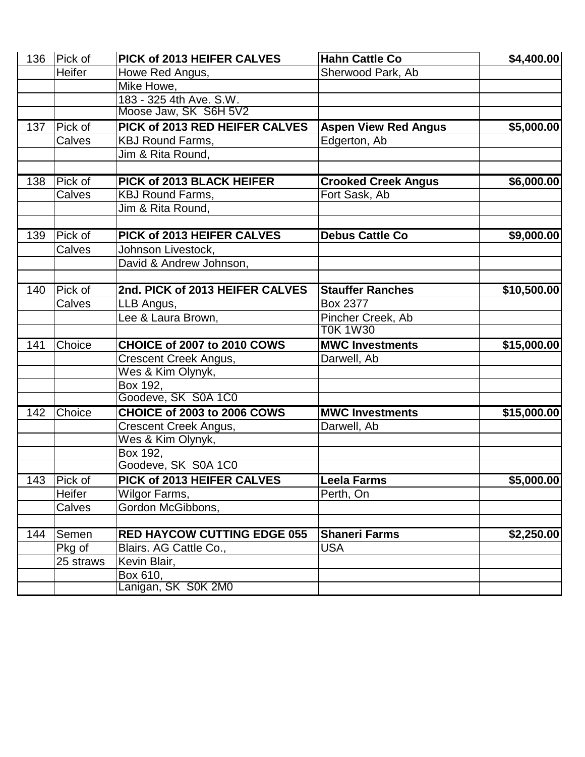| 136 | Pick of | **PICK of 2013 HEIFER CALVES** | **Hahn Cattle Co** | **$4,400.00** |
|---|---|---|---|---|
| | Heifer | Howe Red Angus, | Sherwood Park, Ab | |
| | | Mike Howe, | | |
| | | 183 - 325 4th Ave. S.W. | | |
| | | Moose Jaw, SK S6H 5V2 | | |
| 137 | Pick of | **PICK of 2013 RED HEIFER CALVES** | **Aspen View Red Angus** | **$5,000.00** |
| | Calves | KBJ Round Farms, | Edgerton, Ab | |
| | | Jim & Rita Round, | | |
| | | | | |
| 138 | Pick of | **PICK of 2013 BLACK HEIFER** | **Crooked Creek Angus** | **$6,000.00** |
| | Calves | KBJ Round Farms, | Fort Sask, Ab | |
| | | Jim & Rita Round, | | |
| | | | | |
| 139 | Pick of | **PICK of 2013 HEIFER CALVES** | **Debus Cattle Co** | **$9,000.00** |
| | Calves | Johnson Livestock, | | |
| | | David & Andrew Johnson, | | |
| | | | | |
| 140 | Pick of | **2nd. PICK of 2013 HEIFER CALVES** | **Stauffer Ranches** | **$10,500.00** |
| | Calves | LLB Angus, | Box 2377 | |
| | | Lee & Laura Brown, | Pincher Creek, Ab | |
| | | | T0K 1W30 | |
| 141 | Choice | **CHOICE of 2007 to 2010 COWS** | **MWC Investments** | **$15,000.00** |
| | | Crescent Creek Angus, | Darwell, Ab | |
| | | Wes & Kim Olynyk, | | |
| | | Box 192, | | |
| | | Goodeve, SK S0A 1C0 | | |
| 142 | Choice | **CHOICE of 2003 to 2006 COWS** | **MWC Investments** | **$15,000.00** |
| | | Crescent Creek Angus, | Darwell, Ab | |
| | | Wes & Kim Olynyk, | | |
| | | Box 192, | | |
| | | Goodeve, SK S0A 1C0 | | |
| 143 | Pick of | **PICK of 2013 HEIFER CALVES** | **Leela Farms** | **$5,000.00** |
| | Heifer | Wilgor Farms, | Perth, On | |
| | Calves | Gordon McGibbons, | | |
| | | | | |
| 144 | Semen | **RED HAYCOW CUTTING EDGE 055** | **Shaneri Farms** | **$2,250.00** |
| | Pkg of | Blairs. AG Cattle Co., | USA | |
| | 25 straws | Kevin Blair, | | |
| | | Box 610, | | |
| | | Lanigan, SK S0K 2M0 | | |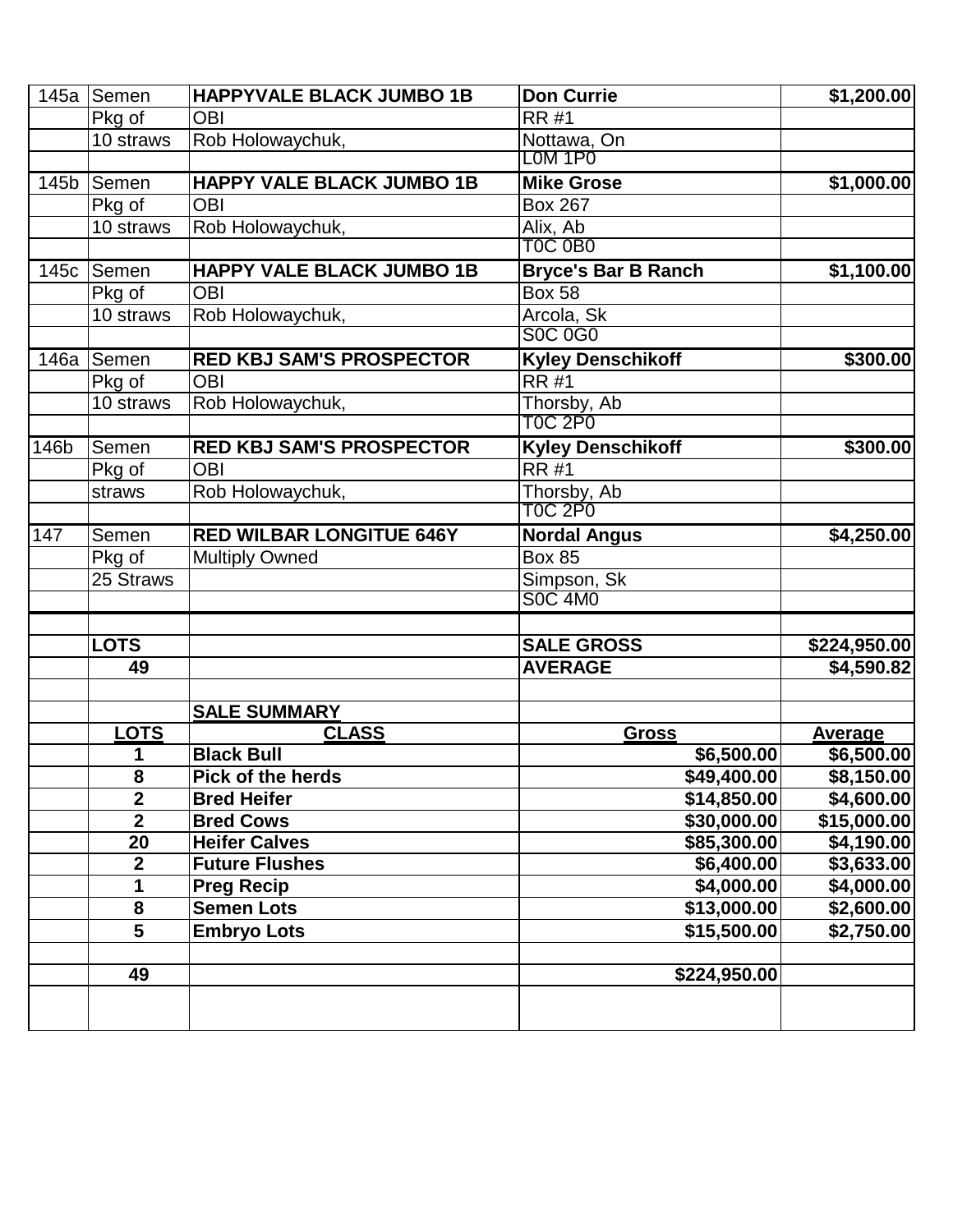| | | | | |
|---|---|---|---|---|
| 145a | Semen | **HAPPYVALE BLACK JUMBO 1B** | **Don Currie** | **$1,200.00** |
| | Pkg of | OBI | RR #1 | |
| | 10 straws | Rob Holowaychuk, | Nottawa, On | |
| | | | L0M 1P0 | |
| 145b | Semen | **HAPPY VALE BLACK JUMBO 1B** | **Mike Grose** | **$1,000.00** |
| | Pkg of | OBI | Box 267 | |
| | 10 straws | Rob Holowaychuk, | Alix, Ab | |
| | | | T0C 0B0 | |
| 145c | Semen | **HAPPY VALE BLACK JUMBO 1B** | **Bryce's Bar B Ranch** | **$1,100.00** |
| | Pkg of | OBI | Box 58 | |
| | 10 straws | Rob Holowaychuk, | Arcola, Sk | |
| | | | S0C 0G0 | |
| 146a | Semen | **RED KBJ SAM'S PROSPECTOR** | **Kyley Denschikoff** | **$300.00** |
| | Pkg of | OBI | RR #1 | |
| | 10 straws | Rob Holowaychuk, | Thorsby, Ab | |
| | | | T0C 2P0 | |
| 146b | Semen | **RED KBJ SAM'S PROSPECTOR** | **Kyley Denschikoff** | **$300.00** |
| | Pkg of | OBI | RR #1 | |
| | straws | Rob Holowaychuk, | Thorsby, Ab | |
| | | | T0C 2P0 | |
| 147 | Semen | **RED WILBAR LONGITUE 646Y** | **Nordal Angus** | **$4,250.00** |
| | Pkg of | Multiply Owned | Box 85 | |
| | 25 Straws | | Simpson, Sk | |
| | | | S0C 4M0 | |
| | | | | |
| | **LOTS** | | **SALE GROSS** | **$224,950.00** |
| | **49** | | **AVERAGE** | **$4,590.82** |
| | | | | |
| | | **SALE SUMMARY** | | |
| | **LOTS** | **CLASS** | **Gross** | **Average** |
| | **1** | **Black Bull** | **$6,500.00** | **$6,500.00** |
| | **8** | **Pick of the herds** | **$49,400.00** | **$8,150.00** |
| | **2** | **Bred Heifer** | **$14,850.00** | **$4,600.00** |
| | **2** | **Bred Cows** | **$30,000.00** | **$15,000.00** |
| | **20** | **Heifer Calves** | **$85,300.00** | **$4,190.00** |
| | **2** | **Future Flushes** | **$6,400.00** | **$3,633.00** |
| | **1** | **Preg Recip** | **$4,000.00** | **$4,000.00** |
| | **8** | **Semen Lots** | **$13,000.00** | **$2,600.00** |
| | **5** | **Embryo Lots** | **$15,500.00** | **$2,750.00** |
| | | | | |
| | **49** | | **$224,950.00** | |